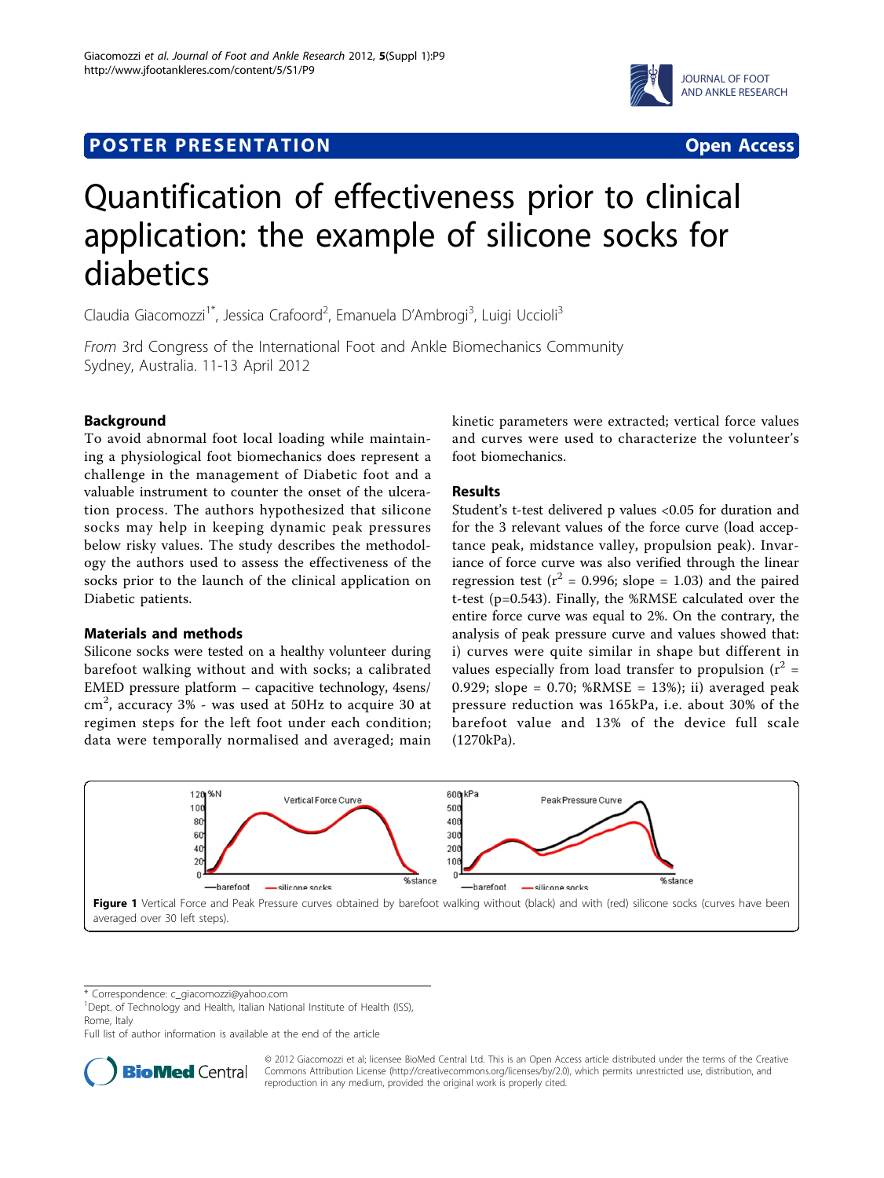POSTER PRESENTATION

Open Access

# Quantification of effectiveness prior to clinical application: the example of silicone socks for diabetics

Claudia Giacomozzi[1*], Jessica Crafoord[2], Emanuela D'Ambrogi[3], Luigi Uccioli[3]

*From* 3rd Congress of the International Foot and Ankle Biomechanics Community
Sydney, Australia. 11-13 April 2012

## Background

To avoid abnormal foot local loading while maintaining a physiological foot biomechanics does represent a challenge in the management of Diabetic foot and a valuable instrument to counter the onset of the ulceration process. The authors hypothesized that silicone socks may help in keeping dynamic peak pressures below risky values. The study describes the methodology the authors used to assess the effectiveness of the socks prior to the launch of the clinical application on Diabetic patients.

## Materials and methods

Silicone socks were tested on a healthy volunteer during barefoot walking without and with socks; a calibrated EMED pressure platform – capacitive technology, 4sens/cm$^2$, accuracy 3% - was used at 50Hz to acquire 30 at regimen steps for the left foot under each condition; data were temporally normalised and averaged; main kinetic parameters were extracted; vertical force values and curves were used to characterize the volunteer's foot biomechanics.

## Results

Student's t-test delivered p values <0.05 for duration and for the 3 relevant values of the force curve (load acceptance peak, midstance valley, propulsion peak). Invariance of force curve was also verified through the linear regression test ($r^2$ = 0.996; slope = 1.03) and the paired t-test (p=0.543). Finally, the %RMSE calculated over the entire force curve was equal to 2%. On the contrary, the analysis of peak pressure curve and values showed that: i) curves were quite similar in shape but different in values especially from load transfer to propulsion ($r^2$ = 0.929; slope = 0.70; %RMSE = 13%); ii) averaged peak pressure reduction was 165kPa, i.e. about 30% of the barefoot value and 13% of the device full scale (1270kPa).

**Figure 1** Vertical Force and Peak Pressure curves obtained by barefoot walking without (black) and with (red) silicone socks (curves have been averaged over 30 left steps).

\* Correspondence: c_giacomozzi@yahoo.com
[1]Dept. of Technology and Health, Italian National Institute of Health (ISS), Rome, Italy
Full list of author information is available at the end of the article

© 2012 Giacomozzi et al; licensee BioMed Central Ltd. This is an Open Access article distributed under the terms of the Creative Commons Attribution License (http://creativecommons.org/licenses/by/2.0), which permits unrestricted use, distribution, and reproduction in any medium, provided the original work is properly cited.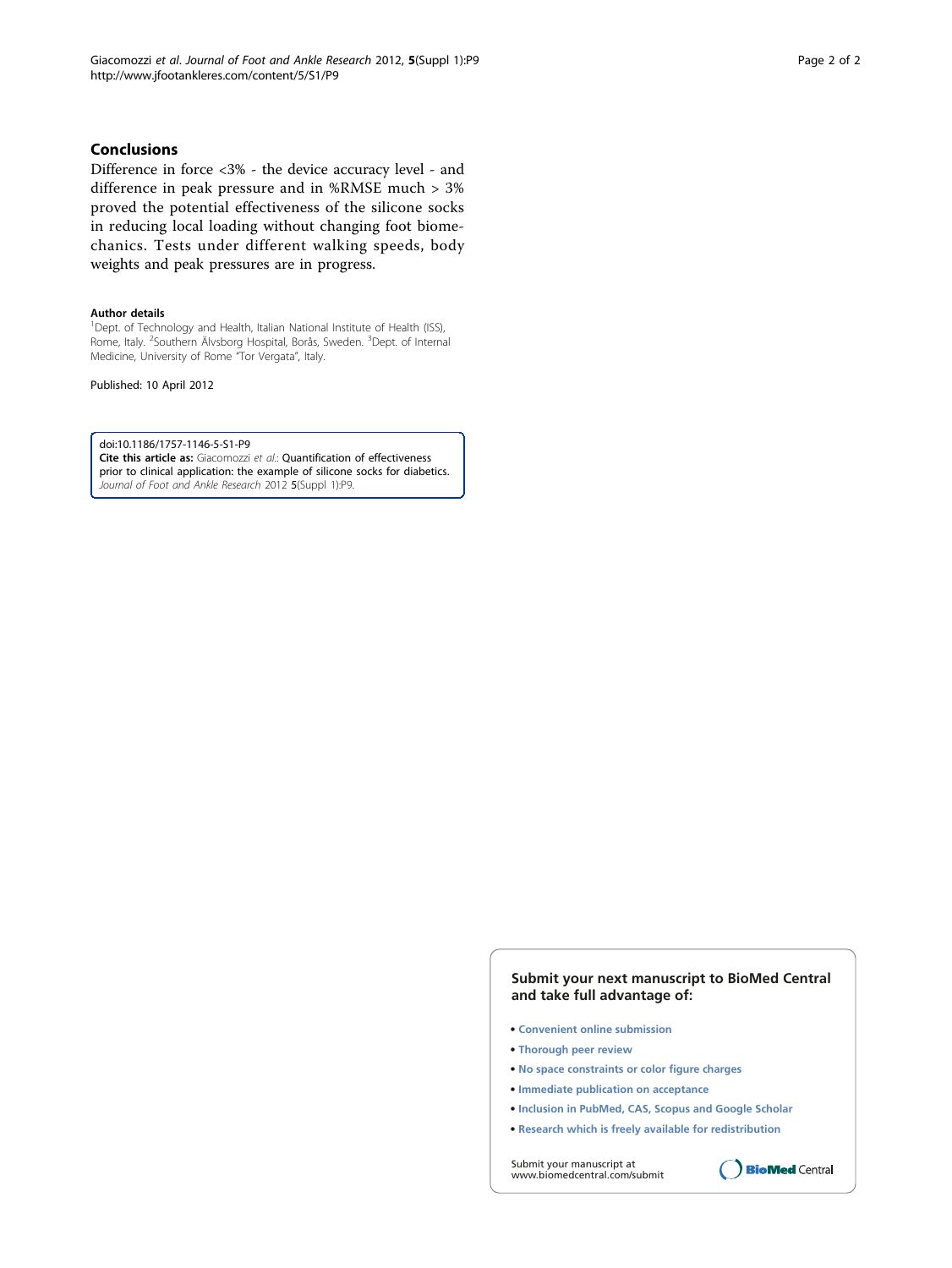## Conclusions

Difference in force <3% - the device accuracy level - and difference in peak pressure and in %RMSE much > 3% proved the potential effectiveness of the silicone socks in reducing local loading without changing foot biomechanics. Tests under different walking speeds, body weights and peak pressures are in progress.

#### Author details

[1]Dept. of Technology and Health, Italian National Institute of Health (ISS), Rome, Italy. [2]Southern Älvsborg Hospital, Borås, Sweden. [3]Dept. of Internal Medicine, University of Rome "Tor Vergata", Italy.

Published: 10 April 2012

doi:10.1186/1757-1146-5-S1-P9
**Cite this article as:** Giacomozzi *et al.*: Quantification of effectiveness prior to clinical application: the example of silicone socks for diabetics. *Journal of Foot and Ankle Research* 2012 **5**(Suppl 1):P9.

**Submit your next manuscript to BioMed Central and take full advantage of:**

- **Convenient online submission**
- **Thorough peer review**
- **No space constraints or color figure charges**
- **Immediate publication on acceptance**
- **Inclusion in PubMed, CAS, Scopus and Google Scholar**
- **Research which is freely available for redistribution**

Submit your manuscript at
www.biomedcentral.com/submit